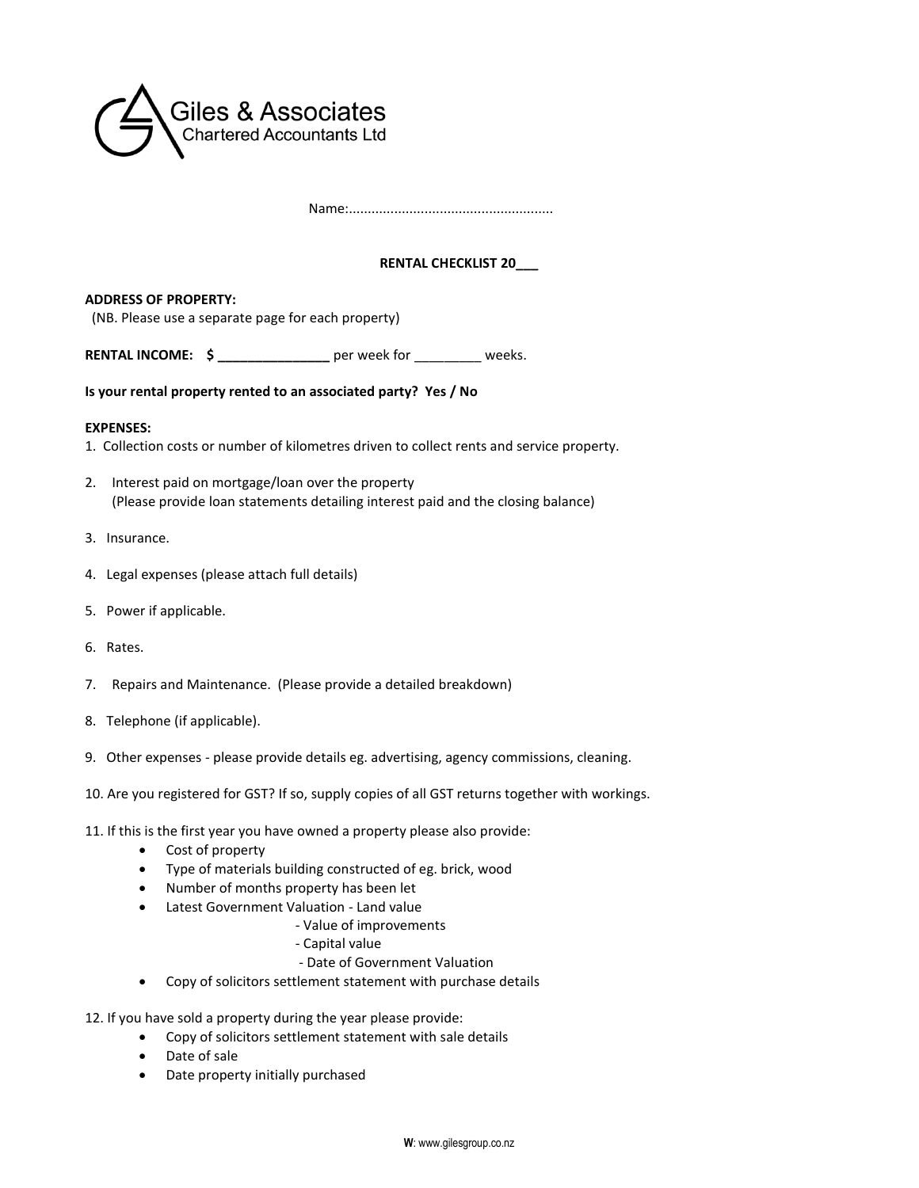Giles & Associates
Chartered Accountants Ltd

Name:.....................................................

**RENTAL CHECKLIST 20___**

**ADDRESS OF PROPERTY:**
(NB. Please use a separate page for each property)

**RENTAL INCOME: $ _______________** per week for _________ weeks.

**Is your rental property rented to an associated party? Yes / No**

**EXPENSES:**

1. Collection costs or number of kilometres driven to collect rents and service property.
2. Interest paid on mortgage/loan over the property
   (Please provide loan statements detailing interest paid and the closing balance)
3. Insurance.
4. Legal expenses (please attach full details)
5. Power if applicable.
6. Rates.
7. Repairs and Maintenance. (Please provide a detailed breakdown)
8. Telephone (if applicable).
9. Other expenses - please provide details eg. advertising, agency commissions, cleaning.
10. Are you registered for GST? If so, supply copies of all GST returns together with workings.
11. If this is the first year you have owned a property please also provide:
    - Cost of property
    - Type of materials building constructed of eg. brick, wood
    - Number of months property has been let
    - Latest Government Valuation - Land value
      - Value of improvements
      - Capital value
      - Date of Government Valuation
    - Copy of solicitors settlement statement with purchase details
12. If you have sold a property during the year please provide:
    - Copy of solicitors settlement statement with sale details
    - Date of sale
    - Date property initially purchased

**W**: www.gilesgroup.co.nz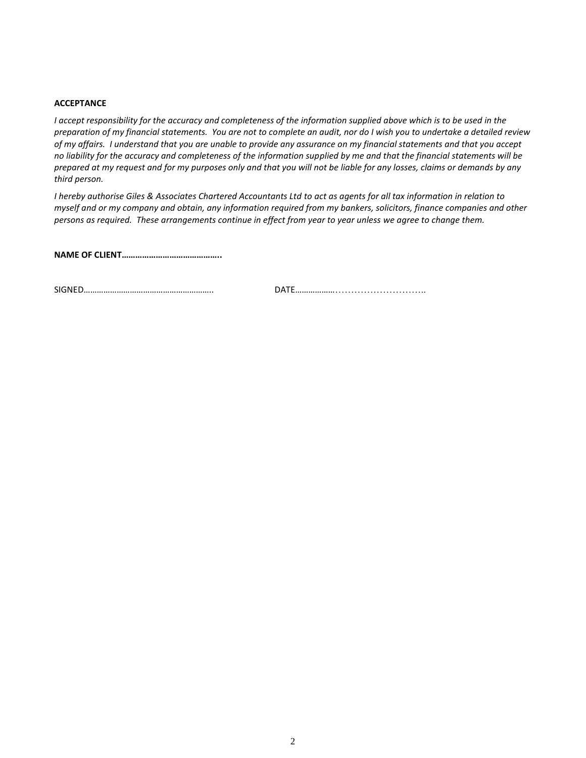**ACCEPTANCE**

*I accept responsibility for the accuracy and completeness of the information supplied above which is to be used in the preparation of my financial statements. You are not to complete an audit, nor do I wish you to undertake a detailed review of my affairs. I understand that you are unable to provide any assurance on my financial statements and that you accept no liability for the accuracy and completeness of the information supplied by me and that the financial statements will be prepared at my request and for my purposes only and that you will not be liable for any losses, claims or demands by any third person.*

*I hereby authorise Giles & Associates Chartered Accountants Ltd to act as agents for all tax information in relation to myself and or my company and obtain, any information required from my bankers, solicitors, finance companies and other persons as required. These arrangements continue in effect from year to year unless we agree to change them.*

**NAME OF CLIENT……………………………………..**

SIGNED………………………………………………….. DATE………………………………………..